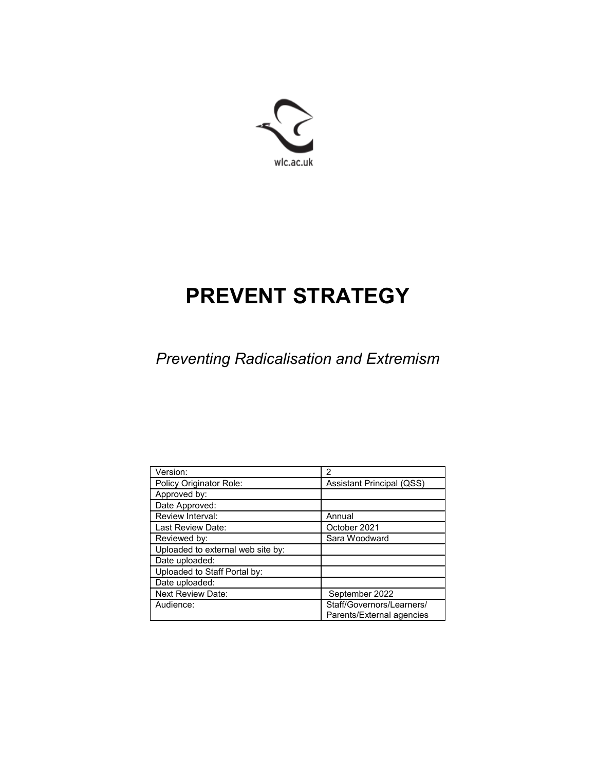wlc.ac.uk

# PREVENT STRATEGY

*Preventing Radicalisation and Extremism*

| Version: | 2 |
|---|---|
| Policy Originator Role: | Assistant Principal (QSS) |
| Approved by: | |
| Date Approved: | |
| Review Interval: | Annual |
| Last Review Date: | October 2021 |
| Reviewed by: | Sara Woodward |
| Uploaded to external web site by: | |
| Date uploaded: | |
| Uploaded to Staff Portal by: | |
| Date uploaded: | |
| Next Review Date: | September 2022 |
| Audience: | Staff/Governors/Learners/ Parents/External agencies |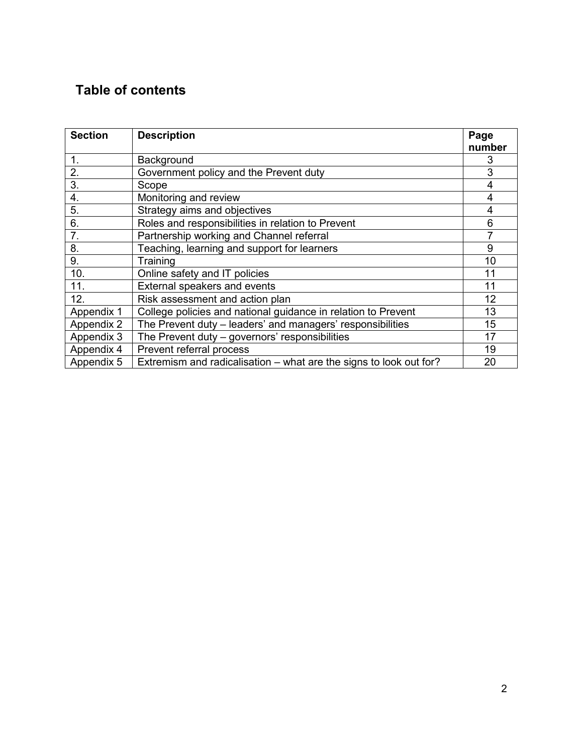# Table of contents

| Section | Description | Page number |
|---|---|---|
| 1. | Background | 3 |
| 2. | Government policy and the Prevent duty | 3 |
| 3. | Scope | 4 |
| 4. | Monitoring and review | 4 |
| 5. | Strategy aims and objectives | 4 |
| 6. | Roles and responsibilities in relation to Prevent | 6 |
| 7. | Partnership working and Channel referral | 7 |
| 8. | Teaching, learning and support for learners | 9 |
| 9. | Training | 10 |
| 10. | Online safety and IT policies | 11 |
| 11. | External speakers and events | 11 |
| 12. | Risk assessment and action plan | 12 |
| Appendix 1 | College policies and national guidance in relation to Prevent | 13 |
| Appendix 2 | The Prevent duty – leaders' and managers' responsibilities | 15 |
| Appendix 3 | The Prevent duty – governors' responsibilities | 17 |
| Appendix 4 | Prevent referral process | 19 |
| Appendix 5 | Extremism and radicalisation – what are the signs to look out for? | 20 |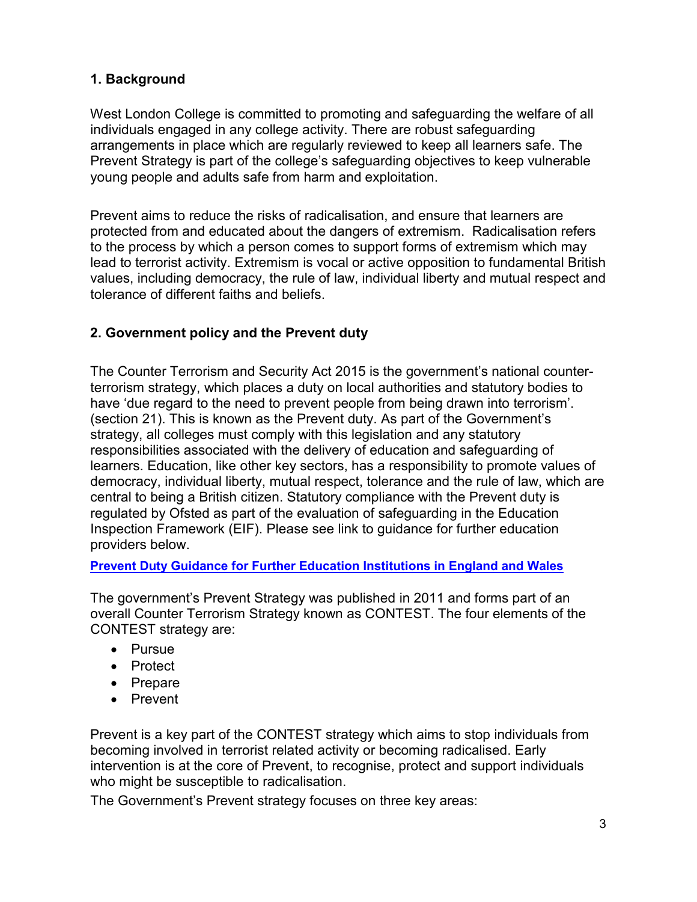## 1. Background

West London College is committed to promoting and safeguarding the welfare of all individuals engaged in any college activity. There are robust safeguarding arrangements in place which are regularly reviewed to keep all learners safe. The Prevent Strategy is part of the college's safeguarding objectives to keep vulnerable young people and adults safe from harm and exploitation.

Prevent aims to reduce the risks of radicalisation, and ensure that learners are protected from and educated about the dangers of extremism. Radicalisation refers to the process by which a person comes to support forms of extremism which may lead to terrorist activity. Extremism is vocal or active opposition to fundamental British values, including democracy, the rule of law, individual liberty and mutual respect and tolerance of different faiths and beliefs.

## 2. Government policy and the Prevent duty

The Counter Terrorism and Security Act 2015 is the government's national counter-terrorism strategy, which places a duty on local authorities and statutory bodies to have 'due regard to the need to prevent people from being drawn into terrorism'. (section 21). This is known as the Prevent duty. As part of the Government's strategy, all colleges must comply with this legislation and any statutory responsibilities associated with the delivery of education and safeguarding of learners. Education, like other key sectors, has a responsibility to promote values of democracy, individual liberty, mutual respect, tolerance and the rule of law, which are central to being a British citizen. Statutory compliance with the Prevent duty is regulated by Ofsted as part of the evaluation of safeguarding in the Education Inspection Framework (EIF). Please see link to guidance for further education providers below.

**Prevent Duty Guidance for Further Education Institutions in England and Wales**

The government's Prevent Strategy was published in 2011 and forms part of an overall Counter Terrorism Strategy known as CONTEST. The four elements of the CONTEST strategy are:

- Pursue
- Protect
- Prepare
- Prevent

Prevent is a key part of the CONTEST strategy which aims to stop individuals from becoming involved in terrorist related activity or becoming radicalised. Early intervention is at the core of Prevent, to recognise, protect and support individuals who might be susceptible to radicalisation.

The Government's Prevent strategy focuses on three key areas: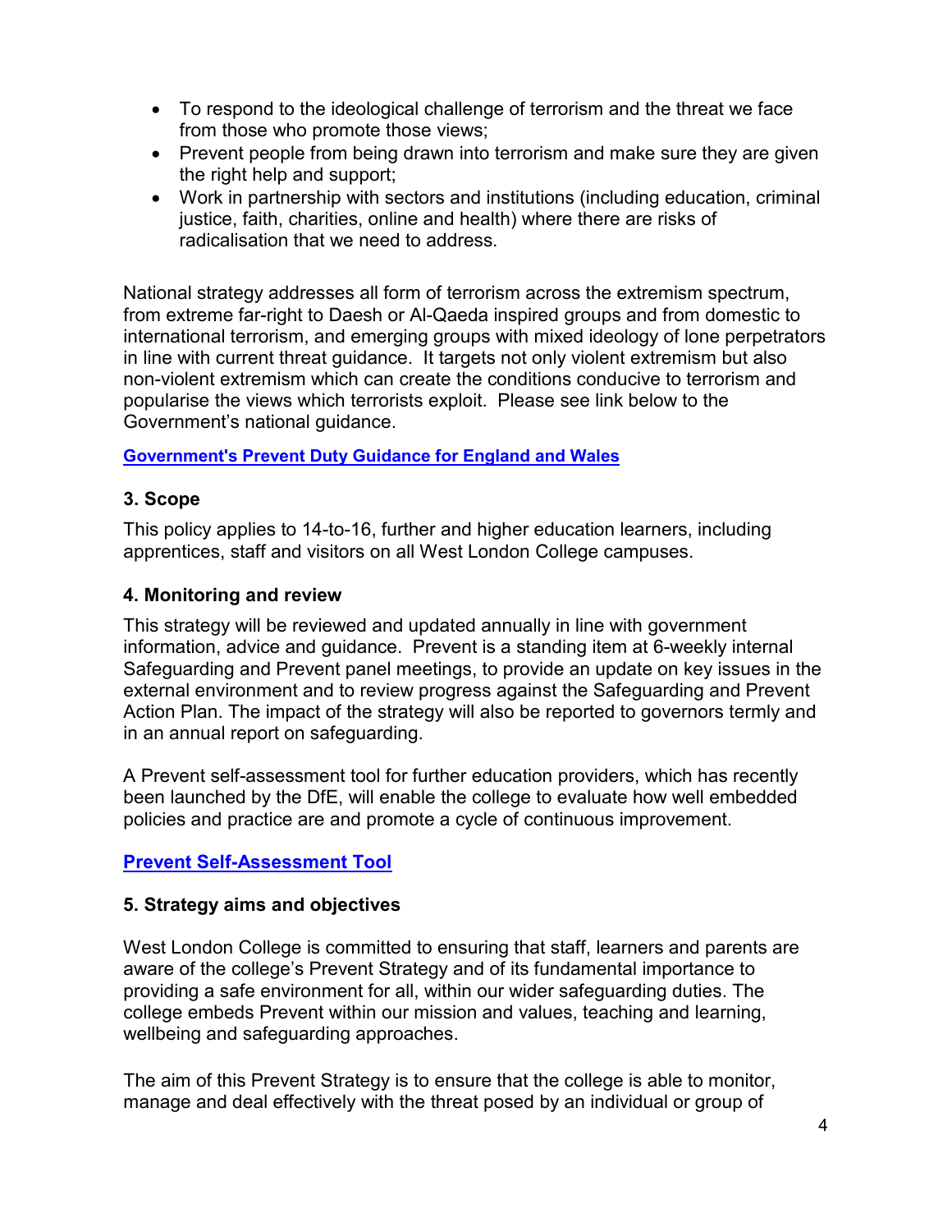- To respond to the ideological challenge of terrorism and the threat we face from those who promote those views;
- Prevent people from being drawn into terrorism and make sure they are given the right help and support;
- Work in partnership with sectors and institutions (including education, criminal justice, faith, charities, online and health) where there are risks of radicalisation that we need to address.

National strategy addresses all form of terrorism across the extremism spectrum, from extreme far-right to Daesh or Al-Qaeda inspired groups and from domestic to international terrorism, and emerging groups with mixed ideology of lone perpetrators in line with current threat guidance. It targets not only violent extremism but also non-violent extremism which can create the conditions conducive to terrorism and popularise the views which terrorists exploit. Please see link below to the Government's national guidance.

**Government's Prevent Duty Guidance for England and Wales**

### 3. Scope

This policy applies to 14-to-16, further and higher education learners, including apprentices, staff and visitors on all West London College campuses.

### 4. Monitoring and review

This strategy will be reviewed and updated annually in line with government information, advice and guidance. Prevent is a standing item at 6-weekly internal Safeguarding and Prevent panel meetings, to provide an update on key issues in the external environment and to review progress against the Safeguarding and Prevent Action Plan. The impact of the strategy will also be reported to governors termly and in an annual report on safeguarding.

A Prevent self-assessment tool for further education providers, which has recently been launched by the DfE, will enable the college to evaluate how well embedded policies and practice are and promote a cycle of continuous improvement.

**Prevent Self-Assessment Tool**

### 5. Strategy aims and objectives

West London College is committed to ensuring that staff, learners and parents are aware of the college's Prevent Strategy and of its fundamental importance to providing a safe environment for all, within our wider safeguarding duties. The college embeds Prevent within our mission and values, teaching and learning, wellbeing and safeguarding approaches.

The aim of this Prevent Strategy is to ensure that the college is able to monitor, manage and deal effectively with the threat posed by an individual or group of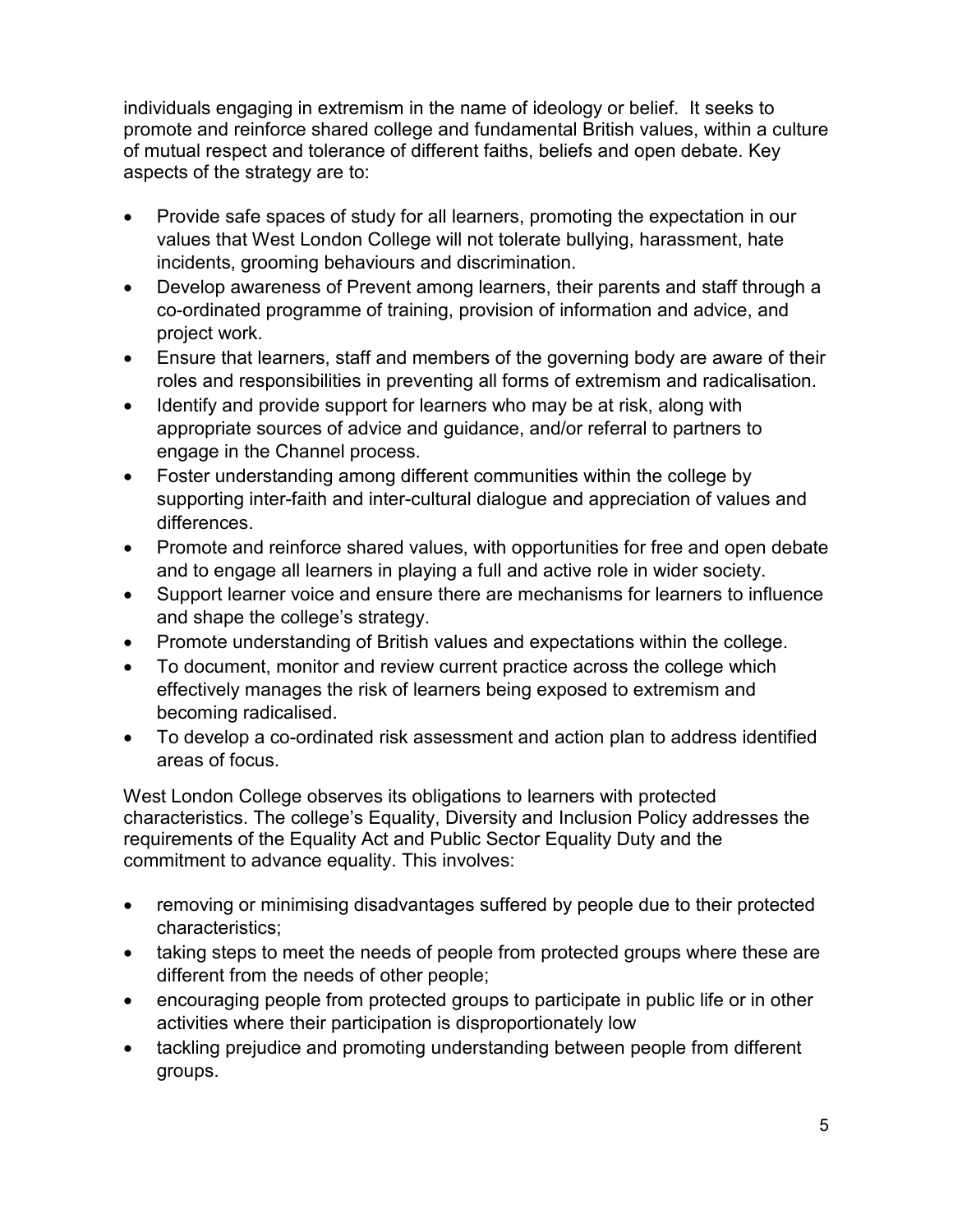individuals engaging in extremism in the name of ideology or belief. It seeks to promote and reinforce shared college and fundamental British values, within a culture of mutual respect and tolerance of different faiths, beliefs and open debate. Key aspects of the strategy are to:

- Provide safe spaces of study for all learners, promoting the expectation in our values that West London College will not tolerate bullying, harassment, hate incidents, grooming behaviours and discrimination.
- Develop awareness of Prevent among learners, their parents and staff through a co-ordinated programme of training, provision of information and advice, and project work.
- Ensure that learners, staff and members of the governing body are aware of their roles and responsibilities in preventing all forms of extremism and radicalisation.
- Identify and provide support for learners who may be at risk, along with appropriate sources of advice and guidance, and/or referral to partners to engage in the Channel process.
- Foster understanding among different communities within the college by supporting inter-faith and inter-cultural dialogue and appreciation of values and differences.
- Promote and reinforce shared values, with opportunities for free and open debate and to engage all learners in playing a full and active role in wider society.
- Support learner voice and ensure there are mechanisms for learners to influence and shape the college's strategy.
- Promote understanding of British values and expectations within the college.
- To document, monitor and review current practice across the college which effectively manages the risk of learners being exposed to extremism and becoming radicalised.
- To develop a co-ordinated risk assessment and action plan to address identified areas of focus.

West London College observes its obligations to learners with protected characteristics. The college's Equality, Diversity and Inclusion Policy addresses the requirements of the Equality Act and Public Sector Equality Duty and the commitment to advance equality. This involves:

- removing or minimising disadvantages suffered by people due to their protected characteristics;
- taking steps to meet the needs of people from protected groups where these are different from the needs of other people;
- encouraging people from protected groups to participate in public life or in other activities where their participation is disproportionately low
- tackling prejudice and promoting understanding between people from different groups.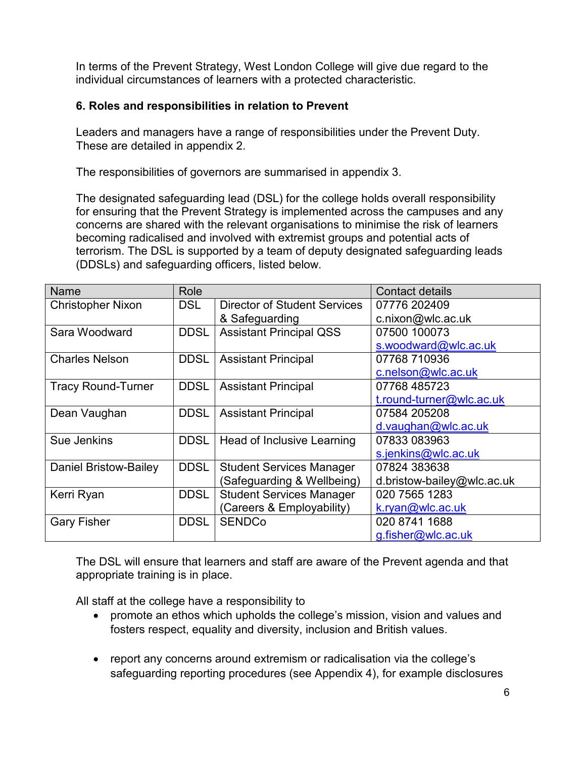In terms of the Prevent Strategy, West London College will give due regard to the individual circumstances of learners with a protected characteristic.

### 6. Roles and responsibilities in relation to Prevent

Leaders and managers have a range of responsibilities under the Prevent Duty. These are detailed in appendix 2.

The responsibilities of governors are summarised in appendix 3.

The designated safeguarding lead (DSL) for the college holds overall responsibility for ensuring that the Prevent Strategy is implemented across the campuses and any concerns are shared with the relevant organisations to minimise the risk of learners becoming radicalised and involved with extremist groups and potential acts of terrorism. The DSL is supported by a team of deputy designated safeguarding leads (DDSLs) and safeguarding officers, listed below.

| Name | Role | | Contact details |
|---|---|---|---|
| Christopher Nixon | DSL | Director of Student Services & Safeguarding | 07776 202409 c.nixon@wlc.ac.uk |
| Sara Woodward | DDSL | Assistant Principal QSS | 07500 100073 s.woodward@wlc.ac.uk |
| Charles Nelson | DDSL | Assistant Principal | 07768 710936 c.nelson@wlc.ac.uk |
| Tracy Round-Turner | DDSL | Assistant Principal | 07768 485723 t.round-turner@wlc.ac.uk |
| Dean Vaughan | DDSL | Assistant Principal | 07584 205208 d.vaughan@wlc.ac.uk |
| Sue Jenkins | DDSL | Head of Inclusive Learning | 07833 083963 s.jenkins@wlc.ac.uk |
| Daniel Bristow-Bailey | DDSL | Student Services Manager (Safeguarding & Wellbeing) | 07824 383638 d.bristow-bailey@wlc.ac.uk |
| Kerri Ryan | DDSL | Student Services Manager (Careers & Employability) | 020 7565 1283 k.ryan@wlc.ac.uk |
| Gary Fisher | DDSL | SENDCo | 020 8741 1688 g.fisher@wlc.ac.uk |

The DSL will ensure that learners and staff are aware of the Prevent agenda and that appropriate training is in place.

All staff at the college have a responsibility to

- promote an ethos which upholds the college's mission, vision and values and fosters respect, equality and diversity, inclusion and British values.
- report any concerns around extremism or radicalisation via the college's safeguarding reporting procedures (see Appendix 4), for example disclosures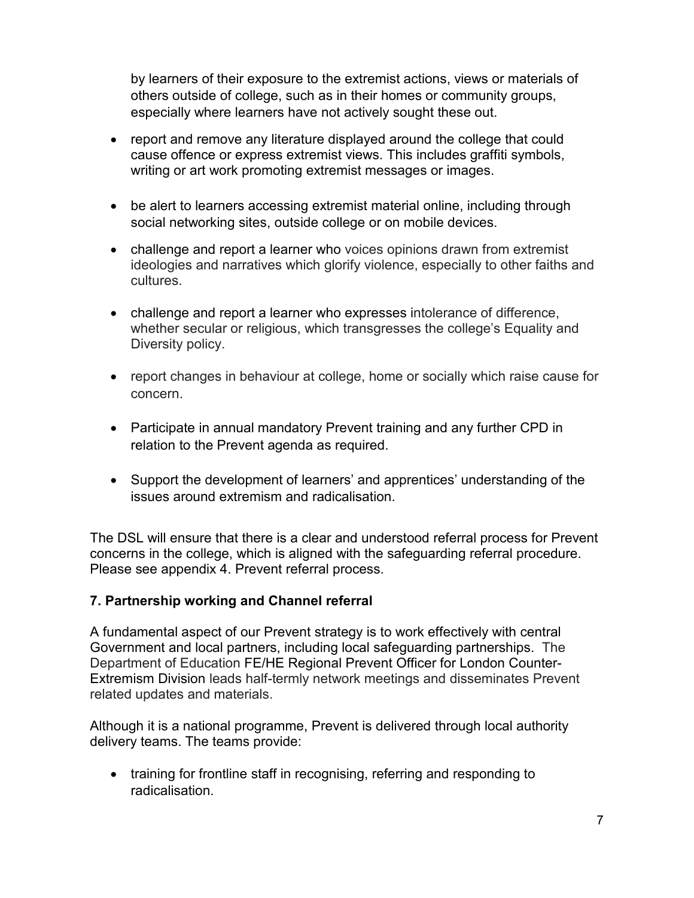by learners of their exposure to the extremist actions, views or materials of others outside of college, such as in their homes or community groups, especially where learners have not actively sought these out.

- report and remove any literature displayed around the college that could cause offence or express extremist views. This includes graffiti symbols, writing or art work promoting extremist messages or images.
- be alert to learners accessing extremist material online, including through social networking sites, outside college or on mobile devices.
- challenge and report a learner who voices opinions drawn from extremist ideologies and narratives which glorify violence, especially to other faiths and cultures.
- challenge and report a learner who expresses intolerance of difference, whether secular or religious, which transgresses the college's Equality and Diversity policy.
- report changes in behaviour at college, home or socially which raise cause for concern.
- Participate in annual mandatory Prevent training and any further CPD in relation to the Prevent agenda as required.
- Support the development of learners' and apprentices' understanding of the issues around extremism and radicalisation.

The DSL will ensure that there is a clear and understood referral process for Prevent concerns in the college, which is aligned with the safeguarding referral procedure. Please see appendix 4. Prevent referral process.

## 7. Partnership working and Channel referral

A fundamental aspect of our Prevent strategy is to work effectively with central Government and local partners, including local safeguarding partnerships. The Department of Education FE/HE Regional Prevent Officer for London Counter-Extremism Division leads half-termly network meetings and disseminates Prevent related updates and materials.

Although it is a national programme, Prevent is delivered through local authority delivery teams. The teams provide:

- training for frontline staff in recognising, referring and responding to radicalisation.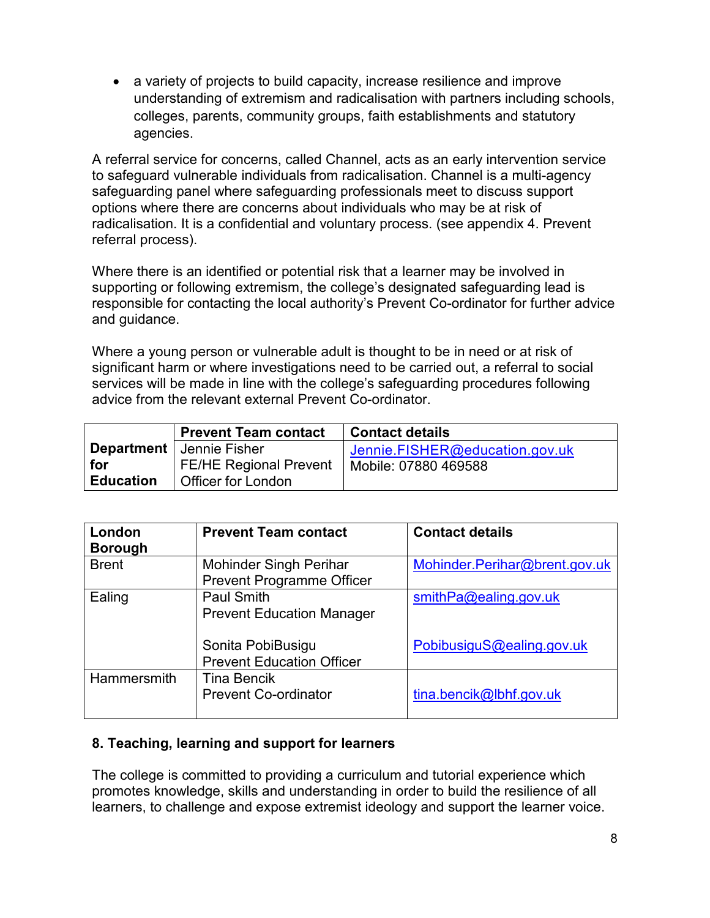- a variety of projects to build capacity, increase resilience and improve understanding of extremism and radicalisation with partners including schools, colleges, parents, community groups, faith establishments and statutory agencies.

A referral service for concerns, called Channel, acts as an early intervention service to safeguard vulnerable individuals from radicalisation. Channel is a multi-agency safeguarding panel where safeguarding professionals meet to discuss support options where there are concerns about individuals who may be at risk of radicalisation. It is a confidential and voluntary process. (see appendix 4. Prevent referral process).

Where there is an identified or potential risk that a learner may be involved in supporting or following extremism, the college's designated safeguarding lead is responsible for contacting the local authority's Prevent Co-ordinator for further advice and guidance.

Where a young person or vulnerable adult is thought to be in need or at risk of significant harm or where investigations need to be carried out, a referral to social services will be made in line with the college's safeguarding procedures following advice from the relevant external Prevent Co-ordinator.

| | Prevent Team contact | Contact details |
|---|---|---|
| **Department for Education** | Jennie Fisher<br>FE/HE Regional Prevent Officer for London | Jennie.FISHER@education.gov.uk<br>Mobile: 07880 469588 |

| London Borough | Prevent Team contact | Contact details |
|---|---|---|
| Brent | Mohinder Singh Perihar<br>Prevent Programme Officer | Mohinder.Perihar@brent.gov.uk |
| Ealing | Paul Smith<br>Prevent Education Manager<br><br>Sonita PobiBusigu<br>Prevent Education Officer | smithPa@ealing.gov.uk<br><br>PobibusiguS@ealing.gov.uk |
| Hammersmith | Tina Bencik<br>Prevent Co-ordinator | tina.bencik@lbhf.gov.uk |

### 8. Teaching, learning and support for learners

The college is committed to providing a curriculum and tutorial experience which promotes knowledge, skills and understanding in order to build the resilience of all learners, to challenge and expose extremist ideology and support the learner voice.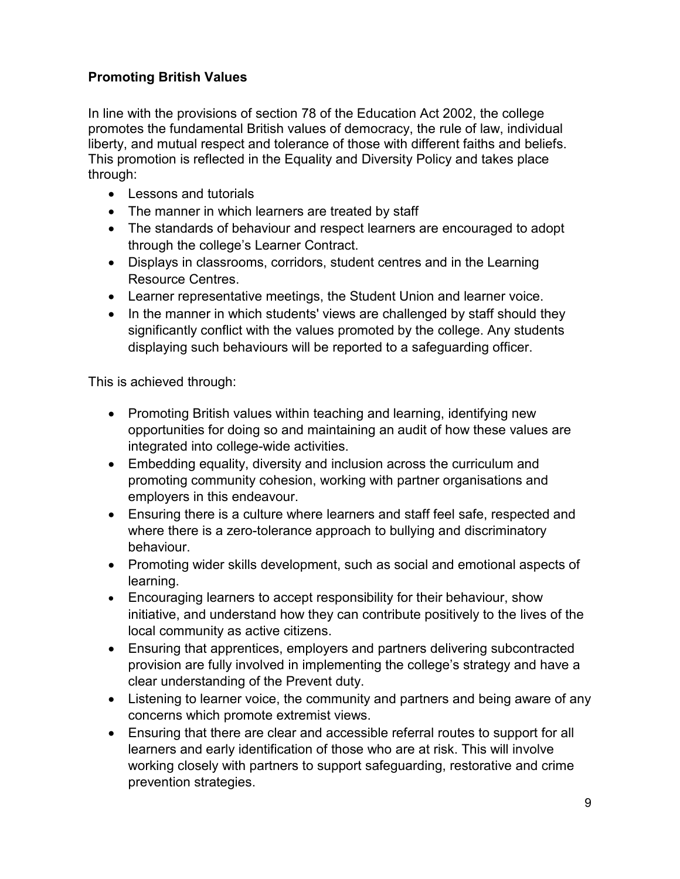**Promoting British Values**

In line with the provisions of section 78 of the Education Act 2002, the college promotes the fundamental British values of democracy, the rule of law, individual liberty, and mutual respect and tolerance of those with different faiths and beliefs. This promotion is reflected in the Equality and Diversity Policy and takes place through:

- Lessons and tutorials
- The manner in which learners are treated by staff
- The standards of behaviour and respect learners are encouraged to adopt through the college's Learner Contract.
- Displays in classrooms, corridors, student centres and in the Learning Resource Centres.
- Learner representative meetings, the Student Union and learner voice.
- In the manner in which students' views are challenged by staff should they significantly conflict with the values promoted by the college. Any students displaying such behaviours will be reported to a safeguarding officer.

This is achieved through:

- Promoting British values within teaching and learning, identifying new opportunities for doing so and maintaining an audit of how these values are integrated into college-wide activities.
- Embedding equality, diversity and inclusion across the curriculum and promoting community cohesion, working with partner organisations and employers in this endeavour.
- Ensuring there is a culture where learners and staff feel safe, respected and where there is a zero-tolerance approach to bullying and discriminatory behaviour.
- Promoting wider skills development, such as social and emotional aspects of learning.
- Encouraging learners to accept responsibility for their behaviour, show initiative, and understand how they can contribute positively to the lives of the local community as active citizens.
- Ensuring that apprentices, employers and partners delivering subcontracted provision are fully involved in implementing the college's strategy and have a clear understanding of the Prevent duty.
- Listening to learner voice, the community and partners and being aware of any concerns which promote extremist views.
- Ensuring that there are clear and accessible referral routes to support for all learners and early identification of those who are at risk. This will involve working closely with partners to support safeguarding, restorative and crime prevention strategies.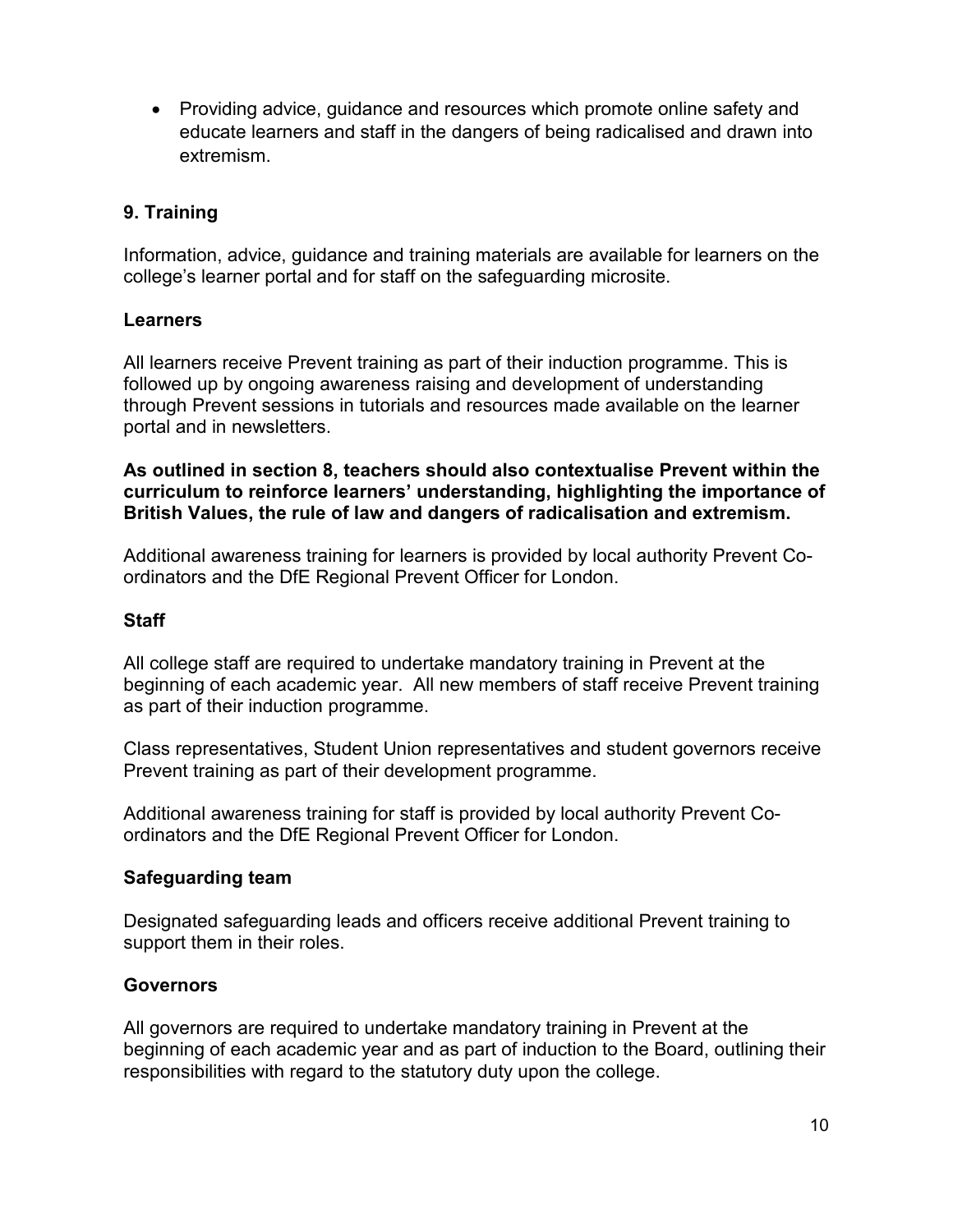- Providing advice, guidance and resources which promote online safety and educate learners and staff in the dangers of being radicalised and drawn into extremism.

## 9. Training

Information, advice, guidance and training materials are available for learners on the college's learner portal and for staff on the safeguarding microsite.

### Learners

All learners receive Prevent training as part of their induction programme. This is followed up by ongoing awareness raising and development of understanding through Prevent sessions in tutorials and resources made available on the learner portal and in newsletters.

**As outlined in section 8, teachers should also contextualise Prevent within the curriculum to reinforce learners' understanding, highlighting the importance of British Values, the rule of law and dangers of radicalisation and extremism.**

Additional awareness training for learners is provided by local authority Prevent Co-ordinators and the DfE Regional Prevent Officer for London.

### Staff

All college staff are required to undertake mandatory training in Prevent at the beginning of each academic year. All new members of staff receive Prevent training as part of their induction programme.

Class representatives, Student Union representatives and student governors receive Prevent training as part of their development programme.

Additional awareness training for staff is provided by local authority Prevent Co-ordinators and the DfE Regional Prevent Officer for London.

### Safeguarding team

Designated safeguarding leads and officers receive additional Prevent training to support them in their roles.

### Governors

All governors are required to undertake mandatory training in Prevent at the beginning of each academic year and as part of induction to the Board, outlining their responsibilities with regard to the statutory duty upon the college.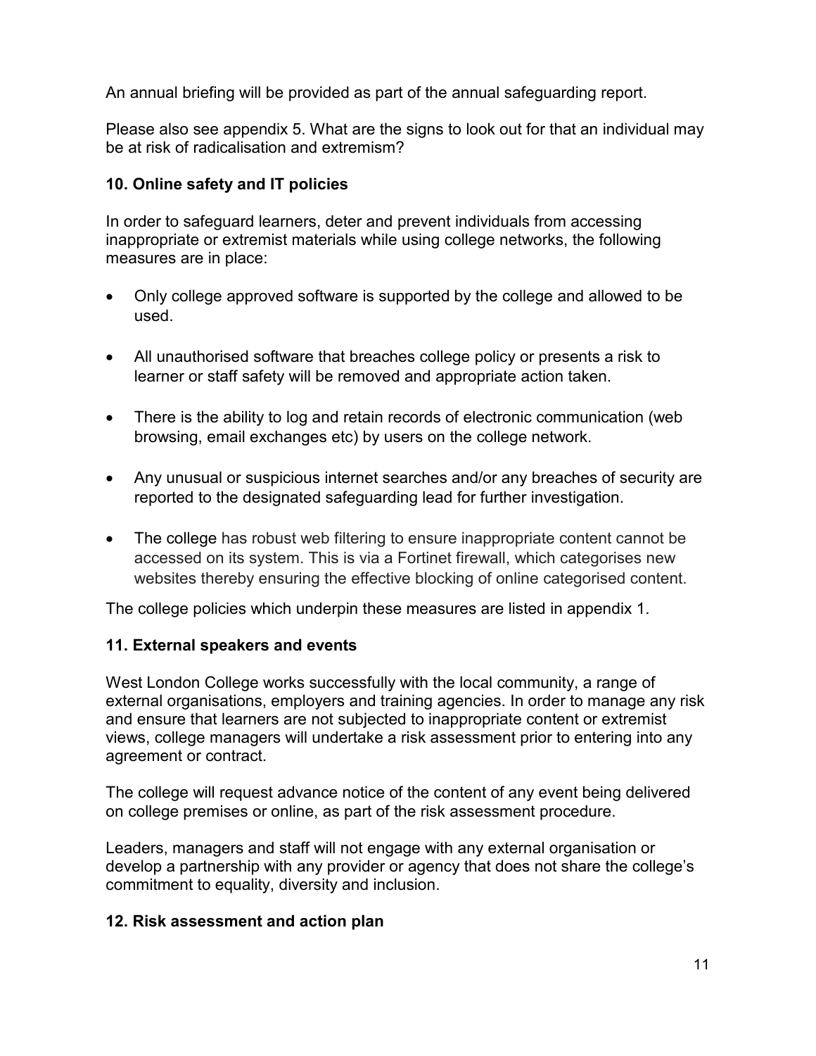An annual briefing will be provided as part of the annual safeguarding report.

Please also see appendix 5. What are the signs to look out for that an individual may be at risk of radicalisation and extremism?

### 10. Online safety and IT policies

In order to safeguard learners, deter and prevent individuals from accessing inappropriate or extremist materials while using college networks, the following measures are in place:

- Only college approved software is supported by the college and allowed to be used.
- All unauthorised software that breaches college policy or presents a risk to learner or staff safety will be removed and appropriate action taken.
- There is the ability to log and retain records of electronic communication (web browsing, email exchanges etc) by users on the college network.
- Any unusual or suspicious internet searches and/or any breaches of security are reported to the designated safeguarding lead for further investigation.
- The college has robust web filtering to ensure inappropriate content cannot be accessed on its system. This is via a Fortinet firewall, which categorises new websites thereby ensuring the effective blocking of online categorised content.

The college policies which underpin these measures are listed in appendix 1.

### 11. External speakers and events

West London College works successfully with the local community, a range of external organisations, employers and training agencies. In order to manage any risk and ensure that learners are not subjected to inappropriate content or extremist views, college managers will undertake a risk assessment prior to entering into any agreement or contract.

The college will request advance notice of the content of any event being delivered on college premises or online, as part of the risk assessment procedure.

Leaders, managers and staff will not engage with any external organisation or develop a partnership with any provider or agency that does not share the college's commitment to equality, diversity and inclusion.

### 12. Risk assessment and action plan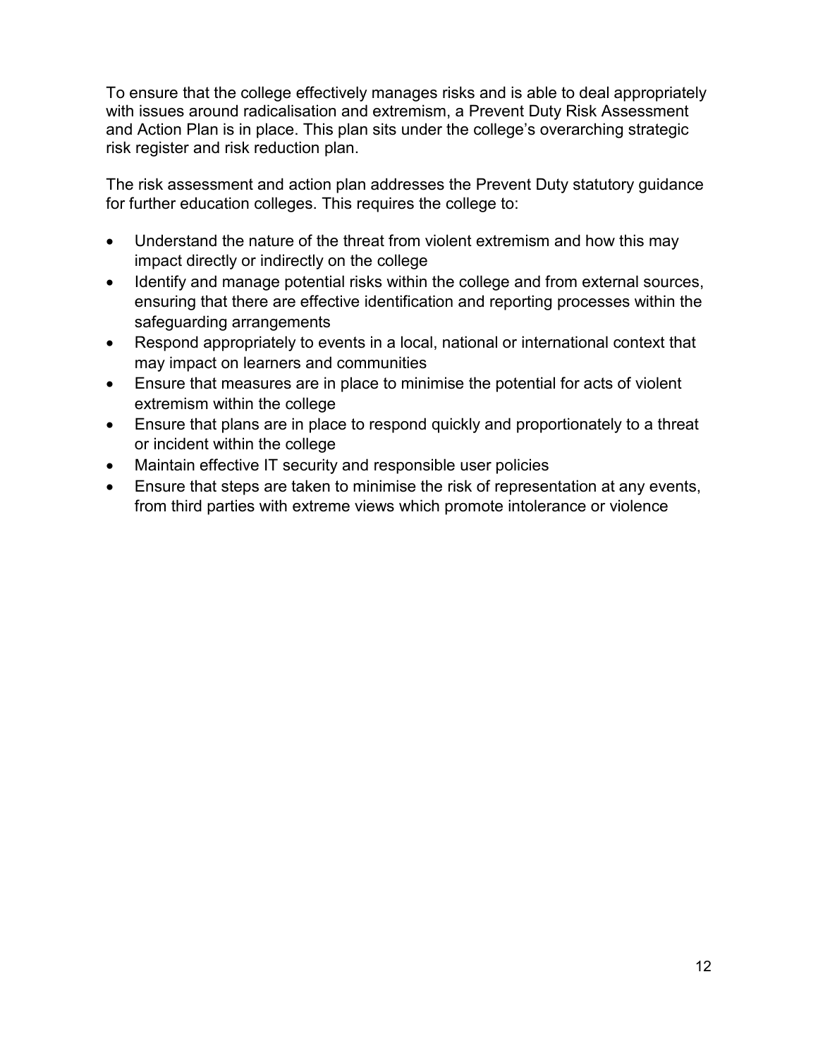To ensure that the college effectively manages risks and is able to deal appropriately with issues around radicalisation and extremism, a Prevent Duty Risk Assessment and Action Plan is in place. This plan sits under the college's overarching strategic risk register and risk reduction plan.

The risk assessment and action plan addresses the Prevent Duty statutory guidance for further education colleges. This requires the college to:

- Understand the nature of the threat from violent extremism and how this may impact directly or indirectly on the college
- Identify and manage potential risks within the college and from external sources, ensuring that there are effective identification and reporting processes within the safeguarding arrangements
- Respond appropriately to events in a local, national or international context that may impact on learners and communities
- Ensure that measures are in place to minimise the potential for acts of violent extremism within the college
- Ensure that plans are in place to respond quickly and proportionately to a threat or incident within the college
- Maintain effective IT security and responsible user policies
- Ensure that steps are taken to minimise the risk of representation at any events, from third parties with extreme views which promote intolerance or violence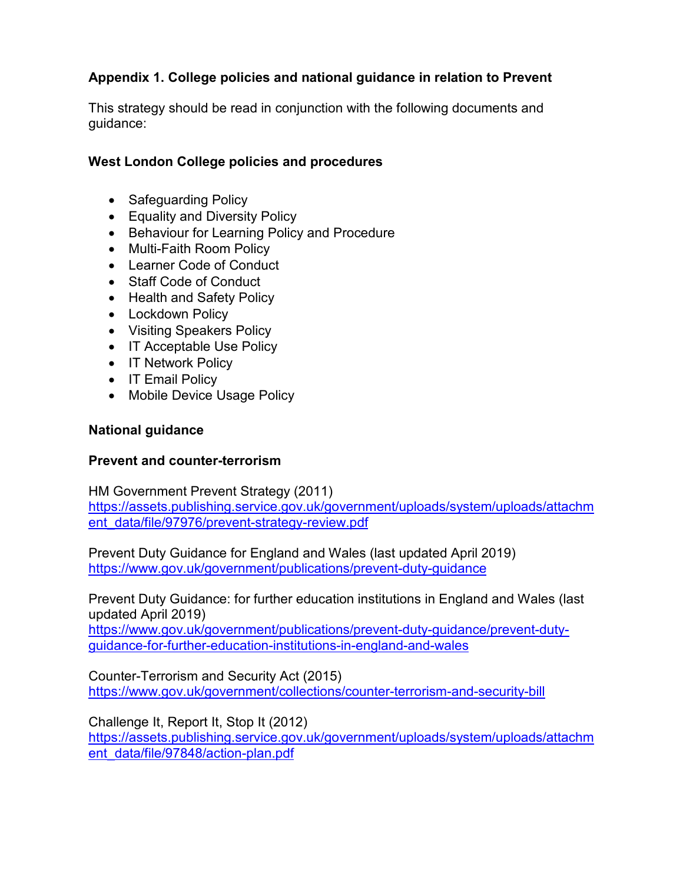**Appendix 1. College policies and national guidance in relation to Prevent**

This strategy should be read in conjunction with the following documents and guidance:

**West London College policies and procedures**

- Safeguarding Policy
- Equality and Diversity Policy
- Behaviour for Learning Policy and Procedure
- Multi-Faith Room Policy
- Learner Code of Conduct
- Staff Code of Conduct
- Health and Safety Policy
- Lockdown Policy
- Visiting Speakers Policy
- IT Acceptable Use Policy
- IT Network Policy
- IT Email Policy
- Mobile Device Usage Policy

**National guidance**

**Prevent and counter-terrorism**

HM Government Prevent Strategy (2011)
https://assets.publishing.service.gov.uk/government/uploads/system/uploads/attachment_data/file/97976/prevent-strategy-review.pdf

Prevent Duty Guidance for England and Wales (last updated April 2019)
https://www.gov.uk/government/publications/prevent-duty-guidance

Prevent Duty Guidance: for further education institutions in England and Wales (last updated April 2019)
https://www.gov.uk/government/publications/prevent-duty-guidance/prevent-duty-guidance-for-further-education-institutions-in-england-and-wales

Counter-Terrorism and Security Act (2015)
https://www.gov.uk/government/collections/counter-terrorism-and-security-bill

Challenge It, Report It, Stop It (2012)
https://assets.publishing.service.gov.uk/government/uploads/system/uploads/attachment_data/file/97848/action-plan.pdf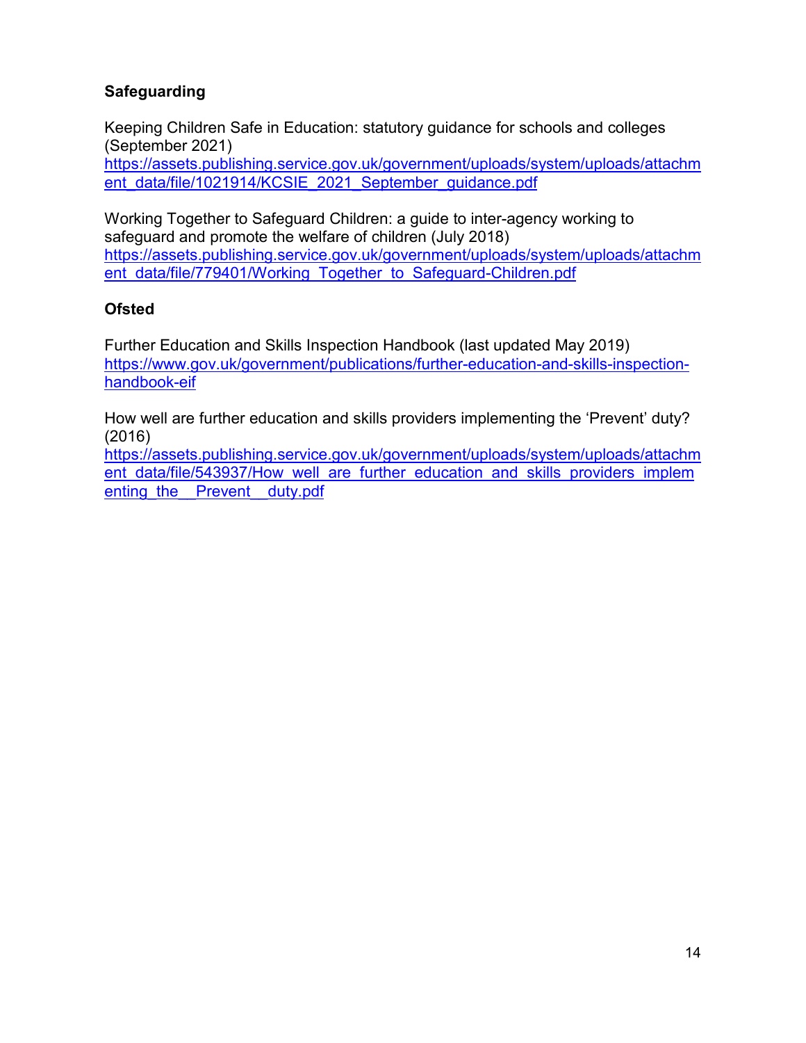## Safeguarding

Keeping Children Safe in Education: statutory guidance for schools and colleges (September 2021)
https://assets.publishing.service.gov.uk/government/uploads/system/uploads/attachment_data/file/1021914/KCSIE_2021_September_guidance.pdf

Working Together to Safeguard Children: a guide to inter-agency working to safeguard and promote the welfare of children (July 2018)
https://assets.publishing.service.gov.uk/government/uploads/system/uploads/attachment_data/file/779401/Working_Together_to_Safeguard-Children.pdf

## Ofsted

Further Education and Skills Inspection Handbook (last updated May 2019)
https://www.gov.uk/government/publications/further-education-and-skills-inspection-handbook-eif

How well are further education and skills providers implementing the 'Prevent' duty? (2016)
https://assets.publishing.service.gov.uk/government/uploads/system/uploads/attachment_data/file/543937/How_well_are_further_education_and_skills_providers_implementing_the__Prevent__duty.pdf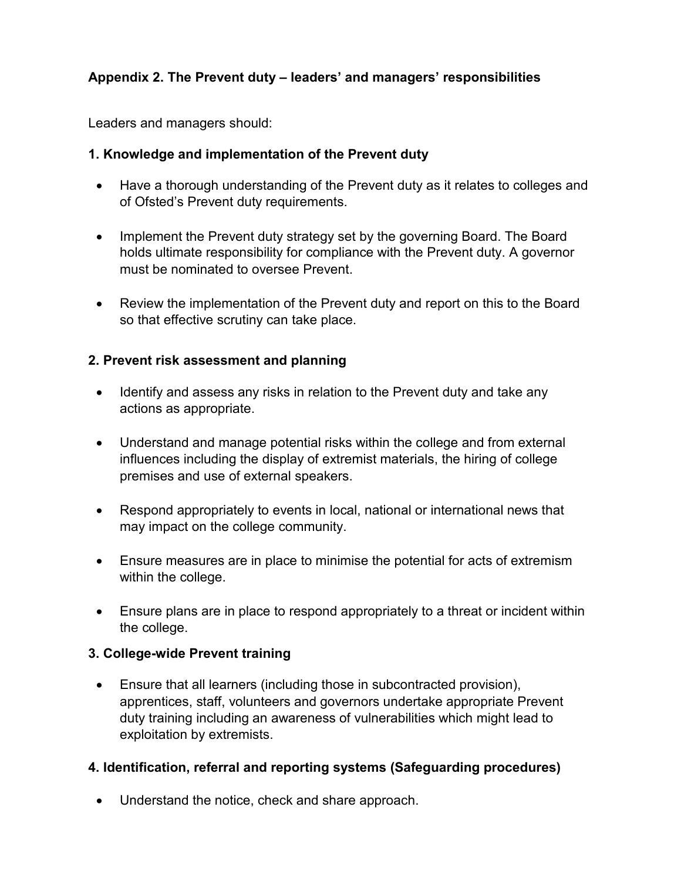## Appendix 2. The Prevent duty – leaders' and managers' responsibilities

Leaders and managers should:

### 1. Knowledge and implementation of the Prevent duty

- Have a thorough understanding of the Prevent duty as it relates to colleges and of Ofsted's Prevent duty requirements.
- Implement the Prevent duty strategy set by the governing Board. The Board holds ultimate responsibility for compliance with the Prevent duty. A governor must be nominated to oversee Prevent.
- Review the implementation of the Prevent duty and report on this to the Board so that effective scrutiny can take place.

### 2. Prevent risk assessment and planning

- Identify and assess any risks in relation to the Prevent duty and take any actions as appropriate.
- Understand and manage potential risks within the college and from external influences including the display of extremist materials, the hiring of college premises and use of external speakers.
- Respond appropriately to events in local, national or international news that may impact on the college community.
- Ensure measures are in place to minimise the potential for acts of extremism within the college.
- Ensure plans are in place to respond appropriately to a threat or incident within the college.

### 3. College-wide Prevent training

- Ensure that all learners (including those in subcontracted provision), apprentices, staff, volunteers and governors undertake appropriate Prevent duty training including an awareness of vulnerabilities which might lead to exploitation by extremists.

### 4. Identification, referral and reporting systems (Safeguarding procedures)

- Understand the notice, check and share approach.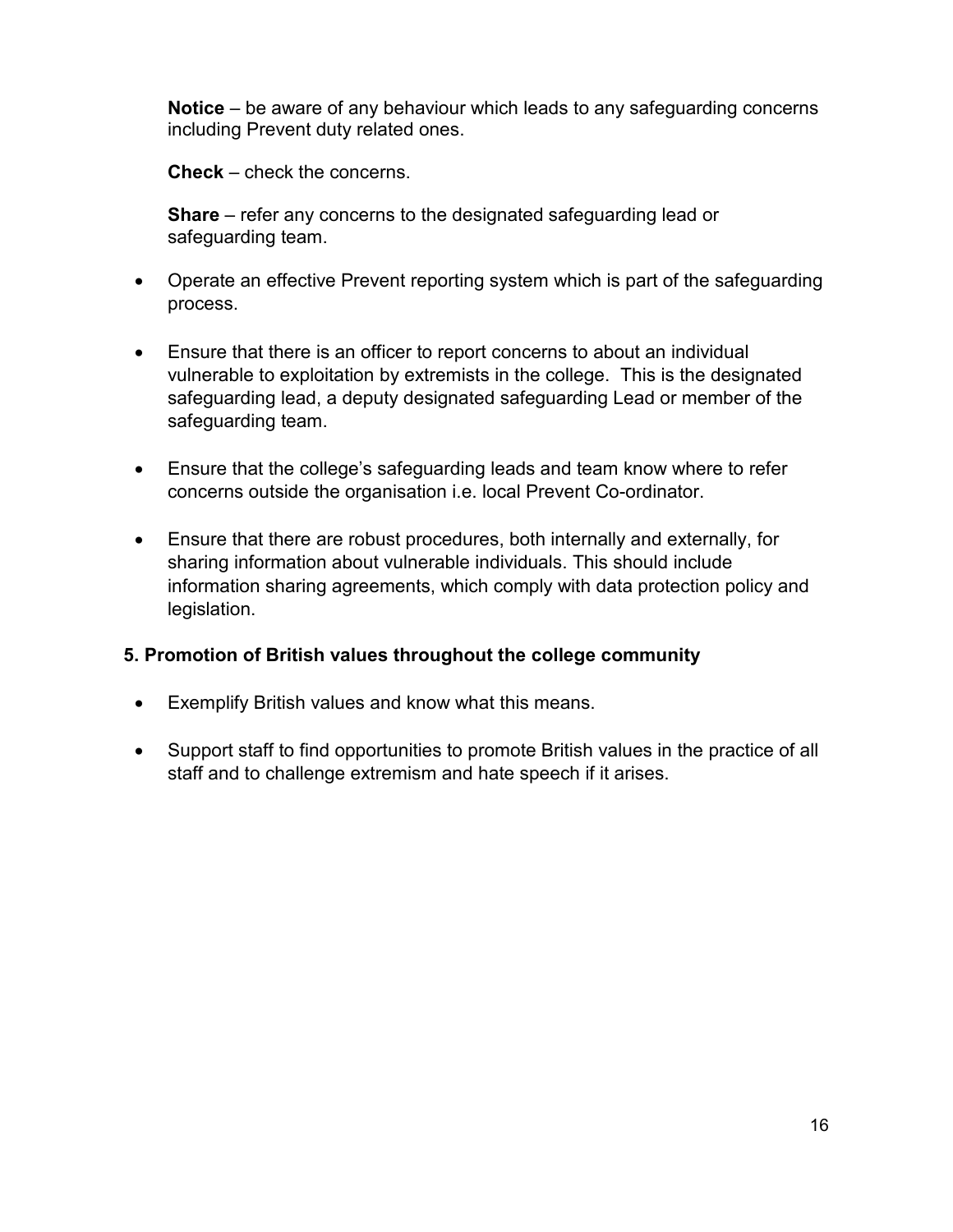**Notice** – be aware of any behaviour which leads to any safeguarding concerns including Prevent duty related ones.

**Check** – check the concerns.

**Share** – refer any concerns to the designated safeguarding lead or safeguarding team.

- Operate an effective Prevent reporting system which is part of the safeguarding process.
- Ensure that there is an officer to report concerns to about an individual vulnerable to exploitation by extremists in the college. This is the designated safeguarding lead, a deputy designated safeguarding Lead or member of the safeguarding team.
- Ensure that the college's safeguarding leads and team know where to refer concerns outside the organisation i.e. local Prevent Co-ordinator.
- Ensure that there are robust procedures, both internally and externally, for sharing information about vulnerable individuals. This should include information sharing agreements, which comply with data protection policy and legislation.

**5. Promotion of British values throughout the college community**

- Exemplify British values and know what this means.
- Support staff to find opportunities to promote British values in the practice of all staff and to challenge extremism and hate speech if it arises.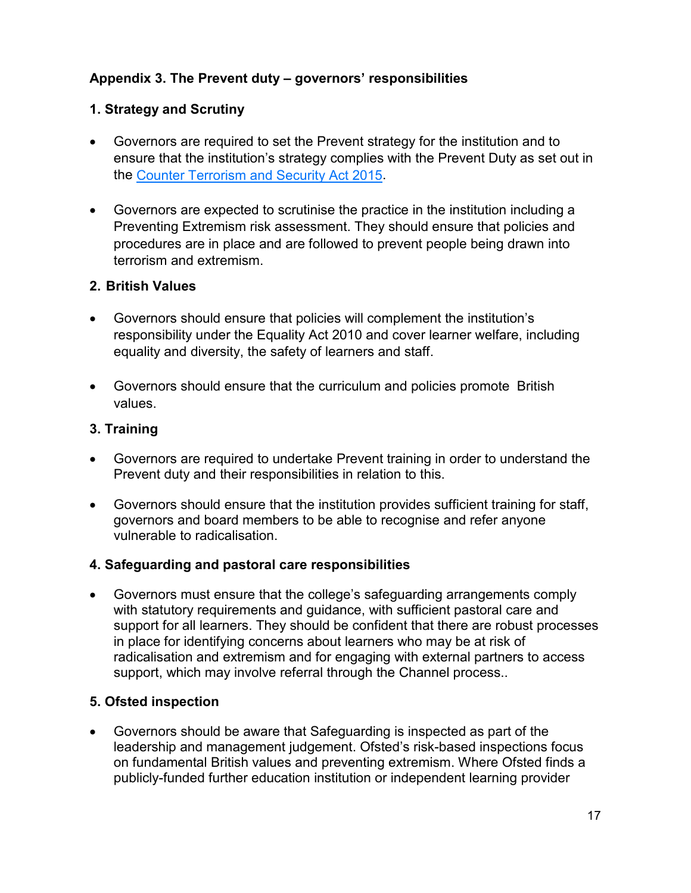## Appendix 3. The Prevent duty – governors' responsibilities

### 1. Strategy and Scrutiny

- Governors are required to set the Prevent strategy for the institution and to ensure that the institution's strategy complies with the Prevent Duty as set out in the [Counter Terrorism and Security Act 2015](#).

- Governors are expected to scrutinise the practice in the institution including a Preventing Extremism risk assessment. They should ensure that policies and procedures are in place and are followed to prevent people being drawn into terrorism and extremism.

### 2. British Values

- Governors should ensure that policies will complement the institution's responsibility under the Equality Act 2010 and cover learner welfare, including equality and diversity, the safety of learners and staff.

- Governors should ensure that the curriculum and policies promote British values.

### 3. Training

- Governors are required to undertake Prevent training in order to understand the Prevent duty and their responsibilities in relation to this.

- Governors should ensure that the institution provides sufficient training for staff, governors and board members to be able to recognise and refer anyone vulnerable to radicalisation.

### 4. Safeguarding and pastoral care responsibilities

- Governors must ensure that the college's safeguarding arrangements comply with statutory requirements and guidance, with sufficient pastoral care and support for all learners. They should be confident that there are robust processes in place for identifying concerns about learners who may be at risk of radicalisation and extremism and for engaging with external partners to access support, which may involve referral through the Channel process..

### 5. Ofsted inspection

- Governors should be aware that Safeguarding is inspected as part of the leadership and management judgement. Ofsted's risk-based inspections focus on fundamental British values and preventing extremism. Where Ofsted finds a publicly-funded further education institution or independent learning provider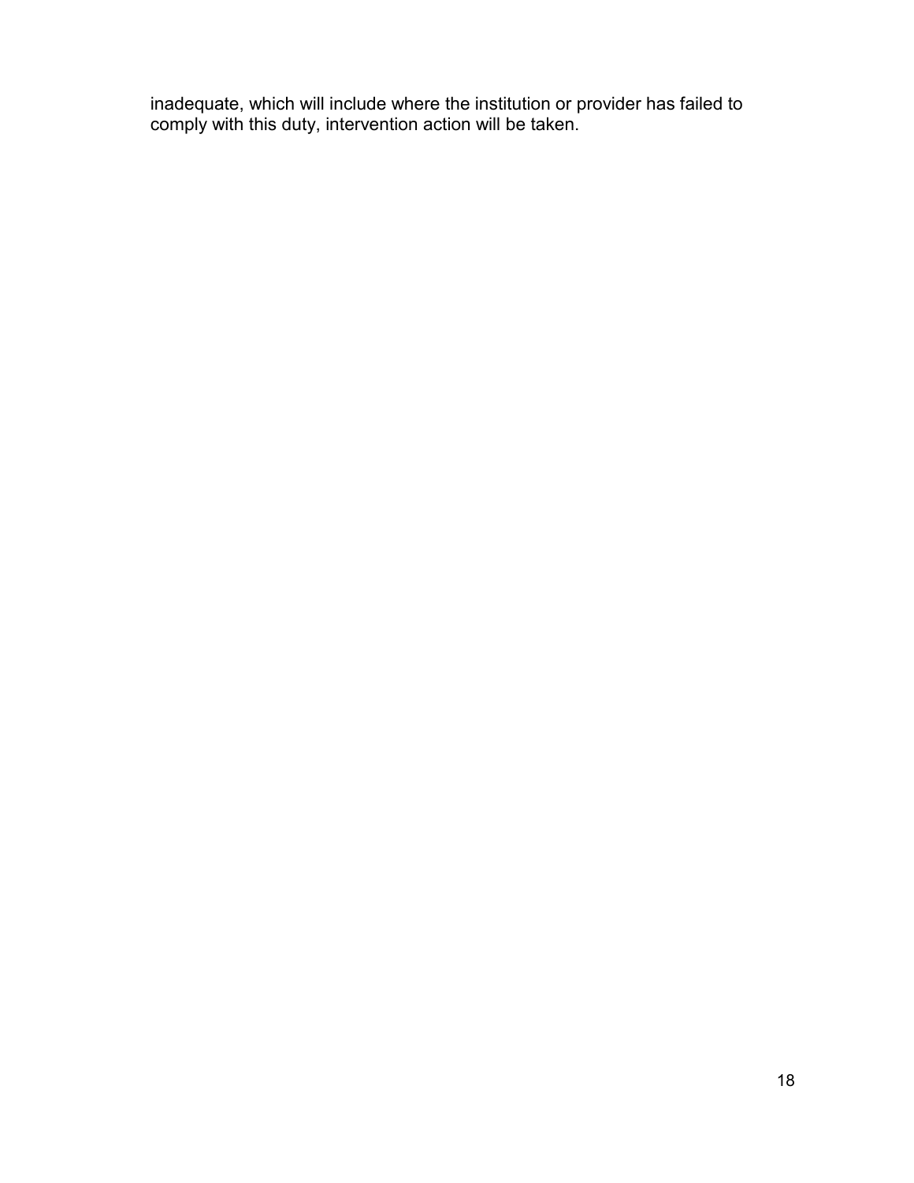inadequate, which will include where the institution or provider has failed to comply with this duty, intervention action will be taken.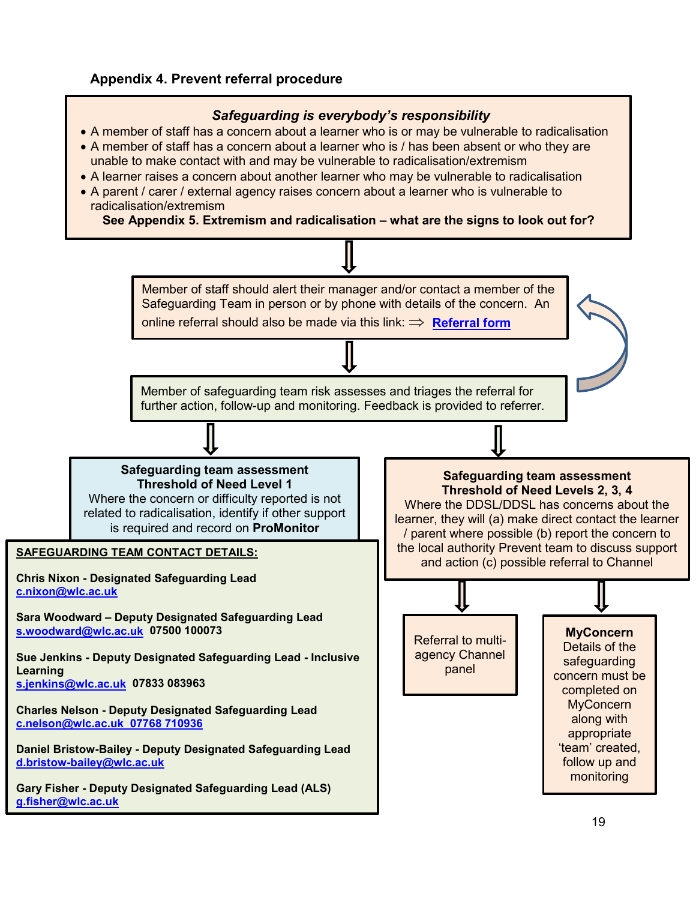## Appendix 4. Prevent referral procedure

***Safeguarding is everybody's responsibility***

- A member of staff has a concern about a learner who is or may be vulnerable to radicalisation
- A member of staff has a concern about a learner who is / has been absent or who they are unable to make contact with and may be vulnerable to radicalisation/extremism
- A learner raises a concern about another learner who may be vulnerable to radicalisation
- A parent / carer / external agency raises concern about a learner who is vulnerable to radicalisation/extremism

**See Appendix 5. Extremism and radicalisation – what are the signs to look out for?**

⇩

Member of staff should alert their manager and/or contact a member of the Safeguarding Team in person or by phone with details of the concern. An online referral should also be made via this link: ⇒ **Referral form**

⇩

Member of safeguarding team risk assesses and triages the referral for further action, follow-up and monitoring. Feedback is provided to referrer.

⇩

**Safeguarding team assessment**
**Threshold of Need Level 1**
Where the concern or difficulty reported is not related to radicalisation, identify if other support is required and record on **ProMonitor**

**Safeguarding team assessment**
**Threshold of Need Levels 2, 3, 4**
Where the DDSL/DDSL has concerns about the learner, they will (a) make direct contact the learner / parent where possible (b) report the concern to the local authority Prevent team to discuss support and action (c) possible referral to Channel

⇩

Referral to multi-agency Channel panel

**MyConcern**
Details of the safeguarding concern must be completed on MyConcern along with appropriate 'team' created, follow up and monitoring

**SAFEGUARDING TEAM CONTACT DETAILS:**

**Chris Nixon - Designated Safeguarding Lead**
c.nixon@wlc.ac.uk

**Sara Woodward – Deputy Designated Safeguarding Lead**
s.woodward@wlc.ac.uk **07500 100073**

**Sue Jenkins - Deputy Designated Safeguarding Lead - Inclusive Learning**
s.jenkins@wlc.ac.uk **07833 083963**

**Charles Nelson - Deputy Designated Safeguarding Lead**
c.nelson@wlc.ac.uk 07768 710936

**Daniel Bristow-Bailey - Deputy Designated Safeguarding Lead**
d.bristow-bailey@wlc.ac.uk

**Gary Fisher - Deputy Designated Safeguarding Lead (ALS)**
g.fisher@wlc.ac.uk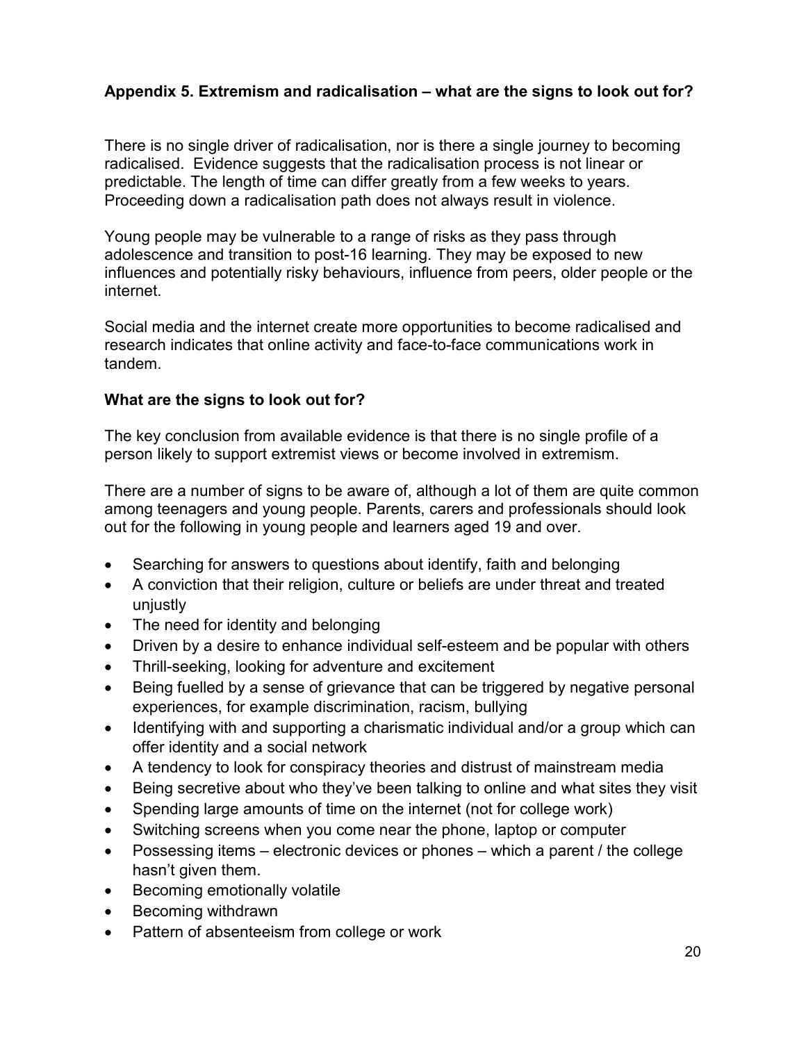## Appendix 5. Extremism and radicalisation – what are the signs to look out for?

There is no single driver of radicalisation, nor is there a single journey to becoming radicalised. Evidence suggests that the radicalisation process is not linear or predictable. The length of time can differ greatly from a few weeks to years. Proceeding down a radicalisation path does not always result in violence.

Young people may be vulnerable to a range of risks as they pass through adolescence and transition to post-16 learning. They may be exposed to new influences and potentially risky behaviours, influence from peers, older people or the internet.

Social media and the internet create more opportunities to become radicalised and research indicates that online activity and face-to-face communications work in tandem.

### What are the signs to look out for?

The key conclusion from available evidence is that there is no single profile of a person likely to support extremist views or become involved in extremism.

There are a number of signs to be aware of, although a lot of them are quite common among teenagers and young people. Parents, carers and professionals should look out for the following in young people and learners aged 19 and over.

- Searching for answers to questions about identify, faith and belonging
- A conviction that their religion, culture or beliefs are under threat and treated unjustly
- The need for identity and belonging
- Driven by a desire to enhance individual self-esteem and be popular with others
- Thrill-seeking, looking for adventure and excitement
- Being fuelled by a sense of grievance that can be triggered by negative personal experiences, for example discrimination, racism, bullying
- Identifying with and supporting a charismatic individual and/or a group which can offer identity and a social network
- A tendency to look for conspiracy theories and distrust of mainstream media
- Being secretive about who they've been talking to online and what sites they visit
- Spending large amounts of time on the internet (not for college work)
- Switching screens when you come near the phone, laptop or computer
- Possessing items – electronic devices or phones – which a parent / the college hasn't given them.
- Becoming emotionally volatile
- Becoming withdrawn
- Pattern of absenteeism from college or work